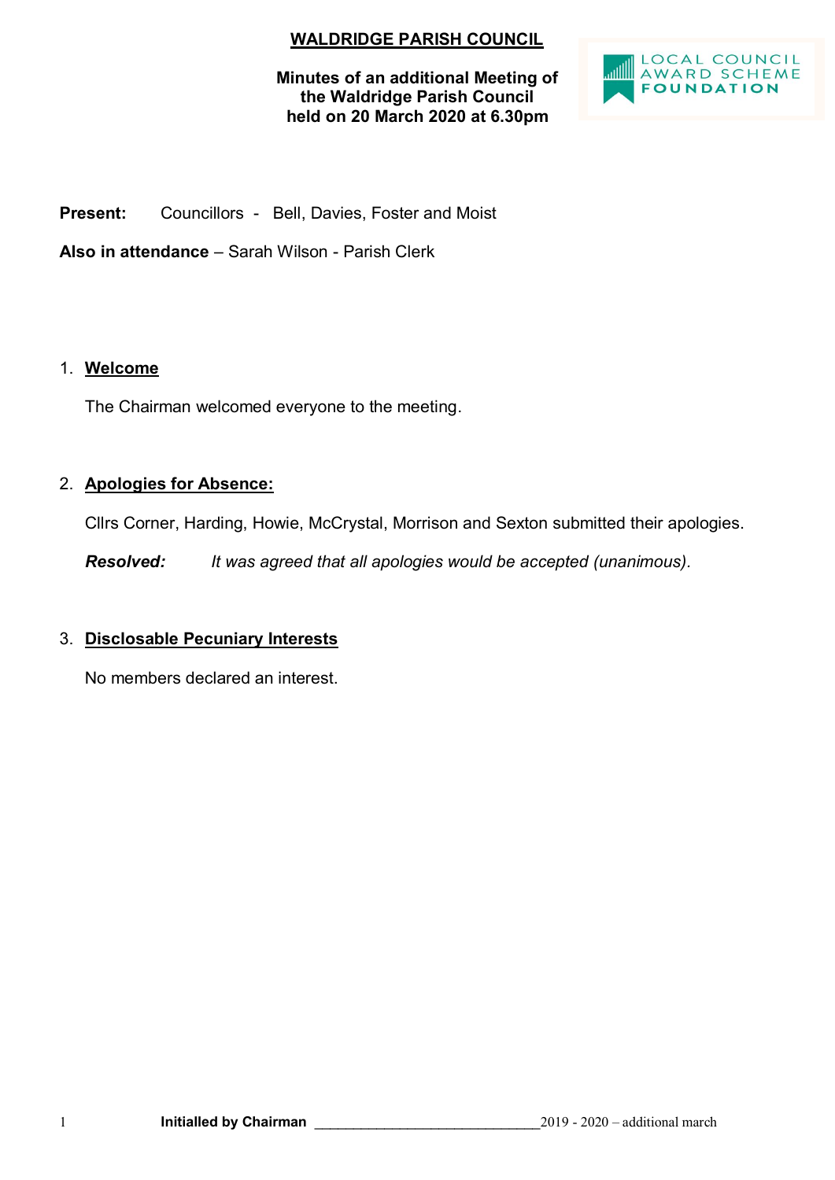# WALDRIDGE PARISH COUNCIL

**Minutes of an additional Meeting of the Waldridge Parish Council held on 20 March 2020 at 6.30pm**

LOCAL COUNCIL AWARD SCHEME FOUNDATION

**Present:** Councillors - Bell, Davies, Foster and Moist

**Also in attendance** – Sarah Wilson - Parish Clerk

1. **Welcome**

   The Chairman welcomed everyone to the meeting.

2. **Apologies for Absence:**

   Cllrs Corner, Harding, Howie, McCrystal, Morrison and Sexton submitted their apologies.

   ***Resolved:*** *It was agreed that all apologies would be accepted (unanimous).*

3. **Disclosable Pecuniary Interests**

   No members declared an interest.

**Initialled by Chairman** ______________________________2019 - 2020 – additional march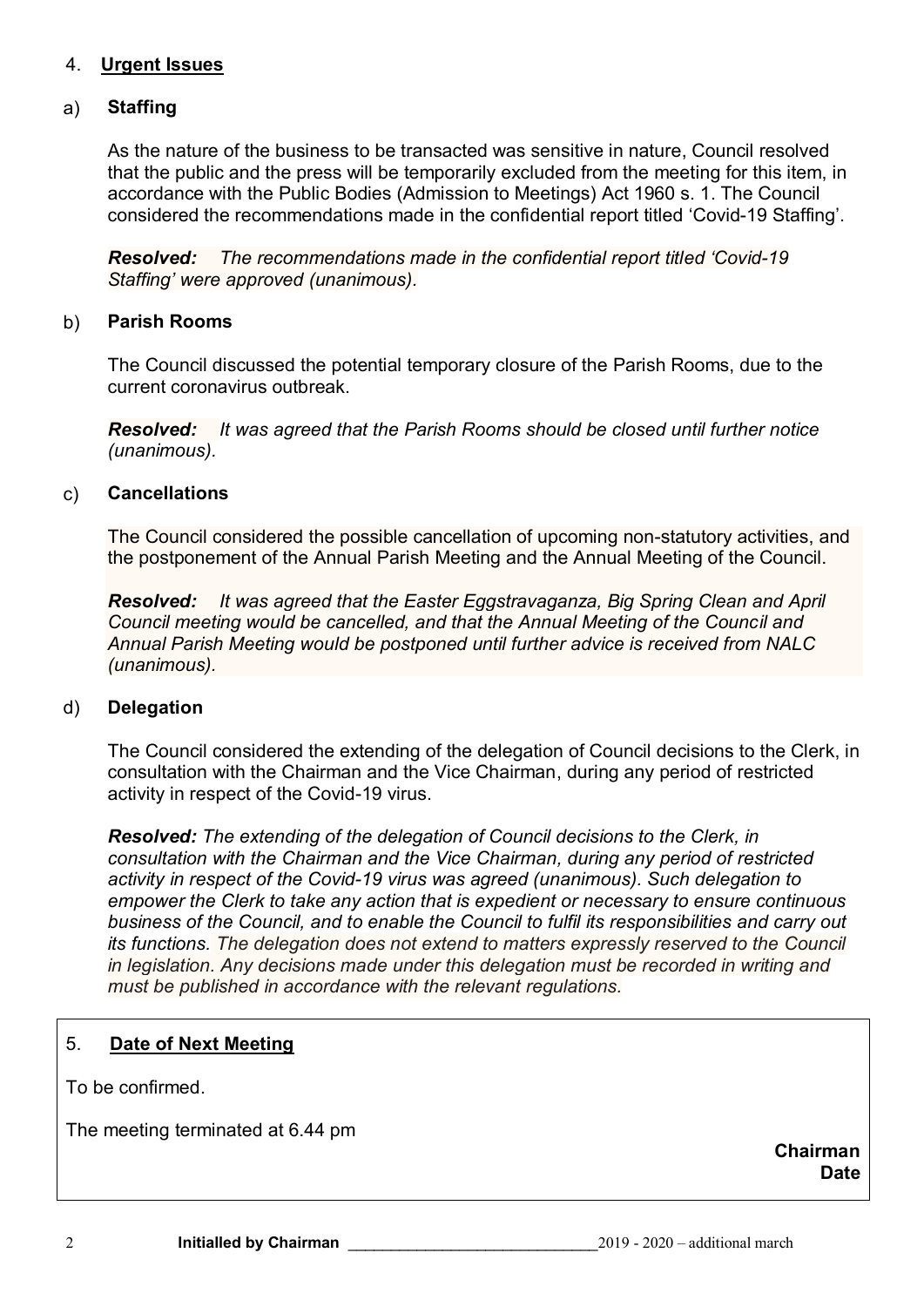## 4. Urgent Issues

### a) Staffing

As the nature of the business to be transacted was sensitive in nature, Council resolved that the public and the press will be temporarily excluded from the meeting for this item, in accordance with the Public Bodies (Admission to Meetings) Act 1960 s. 1. The Council considered the recommendations made in the confidential report titled 'Covid-19 Staffing'.

***Resolved:*** *The recommendations made in the confidential report titled 'Covid-19 Staffing' were approved (unanimous).*

### b) Parish Rooms

The Council discussed the potential temporary closure of the Parish Rooms, due to the current coronavirus outbreak.

***Resolved:*** *It was agreed that the Parish Rooms should be closed until further notice (unanimous).*

### c) Cancellations

The Council considered the possible cancellation of upcoming non-statutory activities, and the postponement of the Annual Parish Meeting and the Annual Meeting of the Council.

***Resolved:*** *It was agreed that the Easter Eggstravaganza, Big Spring Clean and April Council meeting would be cancelled, and that the Annual Meeting of the Council and Annual Parish Meeting would be postponed until further advice is received from NALC (unanimous).*

### d) Delegation

The Council considered the extending of the delegation of Council decisions to the Clerk, in consultation with the Chairman and the Vice Chairman, during any period of restricted activity in respect of the Covid-19 virus.

***Resolved:*** *The extending of the delegation of Council decisions to the Clerk, in consultation with the Chairman and the Vice Chairman, during any period of restricted activity in respect of the Covid-19 virus was agreed (unanimous). Such delegation to empower the Clerk to take any action that is expedient or necessary to ensure continuous business of the Council, and to enable the Council to fulfil its responsibilities and carry out its functions. The delegation does not extend to matters expressly reserved to the Council in legislation. Any decisions made under this delegation must be recorded in writing and must be published in accordance with the relevant regulations.*

## 5. Date of Next Meeting

To be confirmed.

The meeting terminated at 6.44 pm

**Chairman**

**Date**

**Initialled by Chairman** ______________________________ 2019 - 2020 – additional march